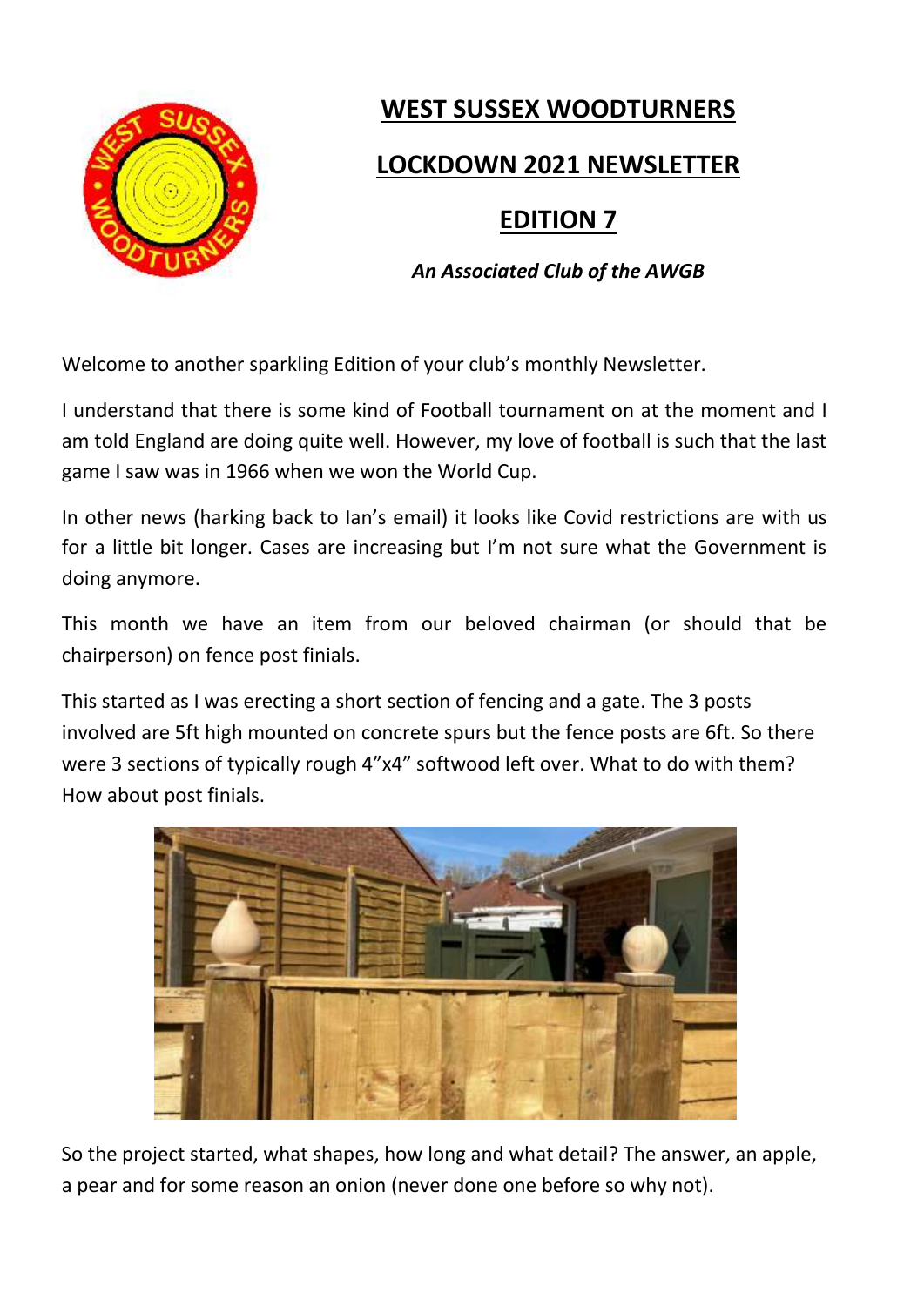# WEST SUSSEX WOODTURNERS

## LOCKDOWN 2021 NEWSLETTER

## EDITION 7

***An Associated Club of the AWGB***

Welcome to another sparkling Edition of your club's monthly Newsletter.

I understand that there is some kind of Football tournament on at the moment and I am told England are doing quite well. However, my love of football is such that the last game I saw was in 1966 when we won the World Cup.

In other news (harking back to Ian's email) it looks like Covid restrictions are with us for a little bit longer. Cases are increasing but I'm not sure what the Government is doing anymore.

This month we have an item from our beloved chairman (or should that be chairperson) on fence post finials.

This started as I was erecting a short section of fencing and a gate. The 3 posts involved are 5ft high mounted on concrete spurs but the fence posts are 6ft. So there were 3 sections of typically rough 4"x4" softwood left over. What to do with them? How about post finials.

So the project started, what shapes, how long and what detail? The answer, an apple, a pear and for some reason an onion (never done one before so why not).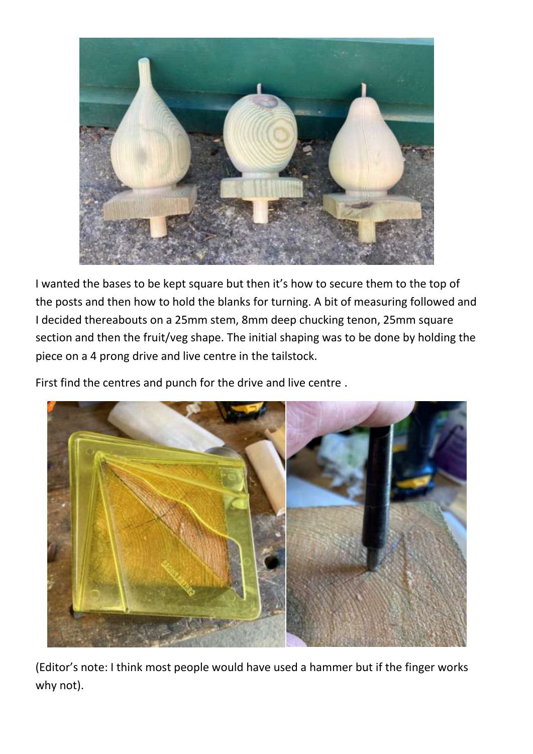I wanted the bases to be kept square but then it's how to secure them to the top of the posts and then how to hold the blanks for turning. A bit of measuring followed and I decided thereabouts on a 25mm stem, 8mm deep chucking tenon, 25mm square section and then the fruit/veg shape. The initial shaping was to be done by holding the piece on a 4 prong drive and live centre in the tailstock.

First find the centres and punch for the drive and live centre .

(Editor's note: I think most people would have used a hammer but if the finger works why not).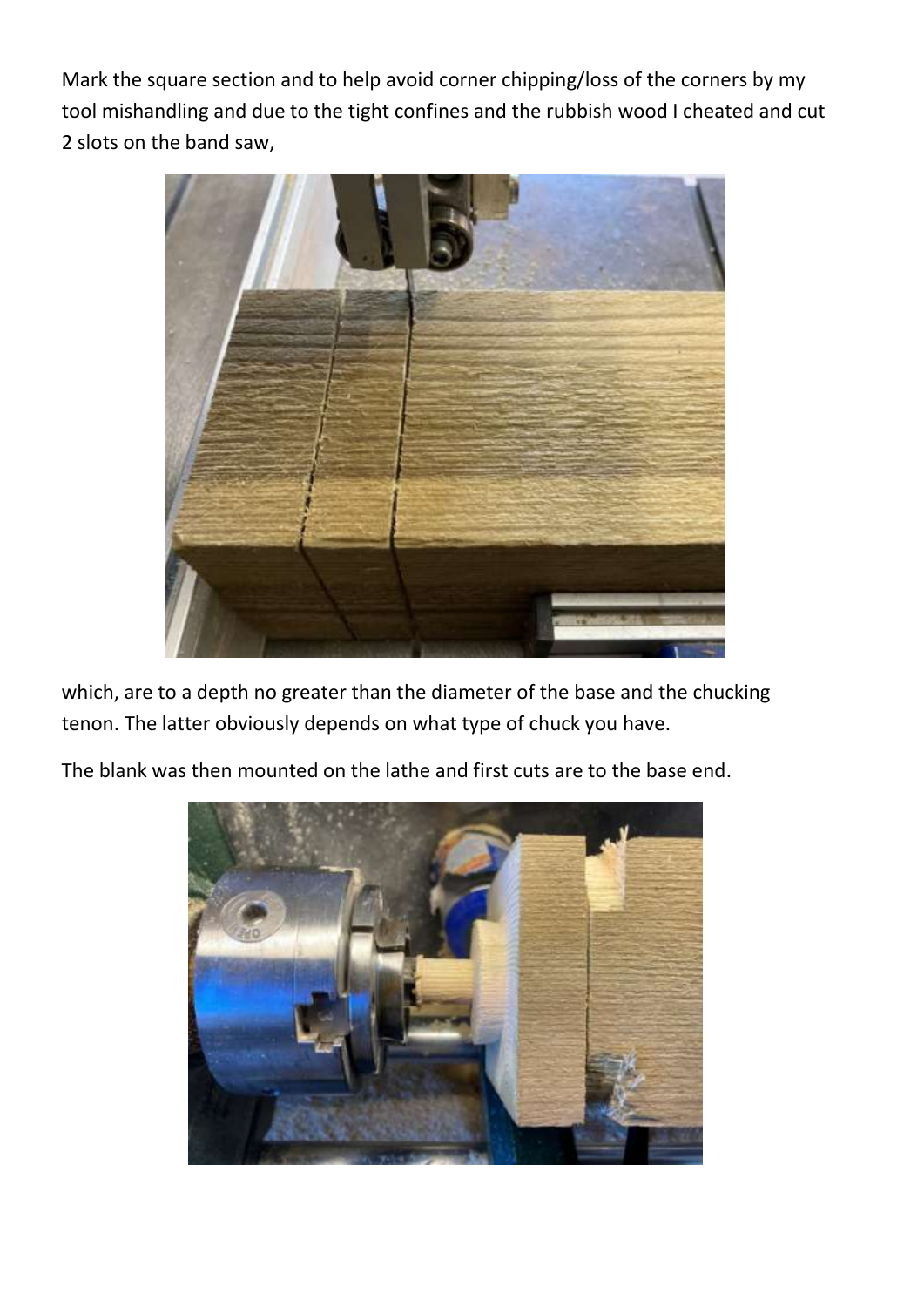Mark the square section and to help avoid corner chipping/loss of the corners by my tool mishandling and due to the tight confines and the rubbish wood I cheated and cut 2 slots on the band saw,

which, are to a depth no greater than the diameter of the base and the chucking tenon. The latter obviously depends on what type of chuck you have.

The blank was then mounted on the lathe and first cuts are to the base end.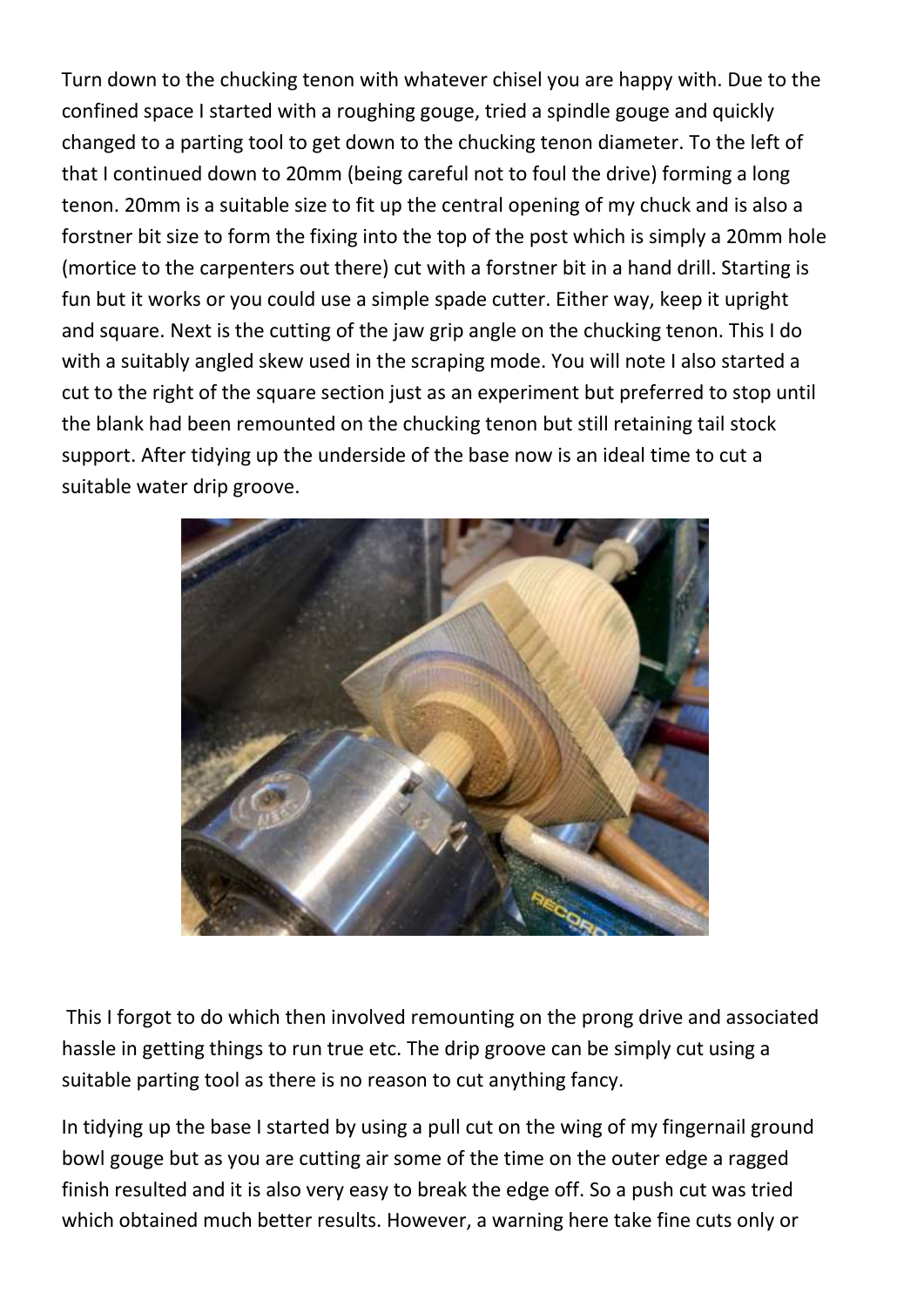Turn down to the chucking tenon with whatever chisel you are happy with. Due to the confined space I started with a roughing gouge, tried a spindle gouge and quickly changed to a parting tool to get down to the chucking tenon diameter. To the left of that I continued down to 20mm (being careful not to foul the drive) forming a long tenon. 20mm is a suitable size to fit up the central opening of my chuck and is also a forstner bit size to form the fixing into the top of the post which is simply a 20mm hole (mortice to the carpenters out there) cut with a forstner bit in a hand drill. Starting is fun but it works or you could use a simple spade cutter. Either way, keep it upright and square. Next is the cutting of the jaw grip angle on the chucking tenon. This I do with a suitably angled skew used in the scraping mode. You will note I also started a cut to the right of the square section just as an experiment but preferred to stop until the blank had been remounted on the chucking tenon but still retaining tail stock support. After tidying up the underside of the base now is an ideal time to cut a suitable water drip groove.

This I forgot to do which then involved remounting on the prong drive and associated hassle in getting things to run true etc. The drip groove can be simply cut using a suitable parting tool as there is no reason to cut anything fancy.

In tidying up the base I started by using a pull cut on the wing of my fingernail ground bowl gouge but as you are cutting air some of the time on the outer edge a ragged finish resulted and it is also very easy to break the edge off. So a push cut was tried which obtained much better results. However, a warning here take fine cuts only or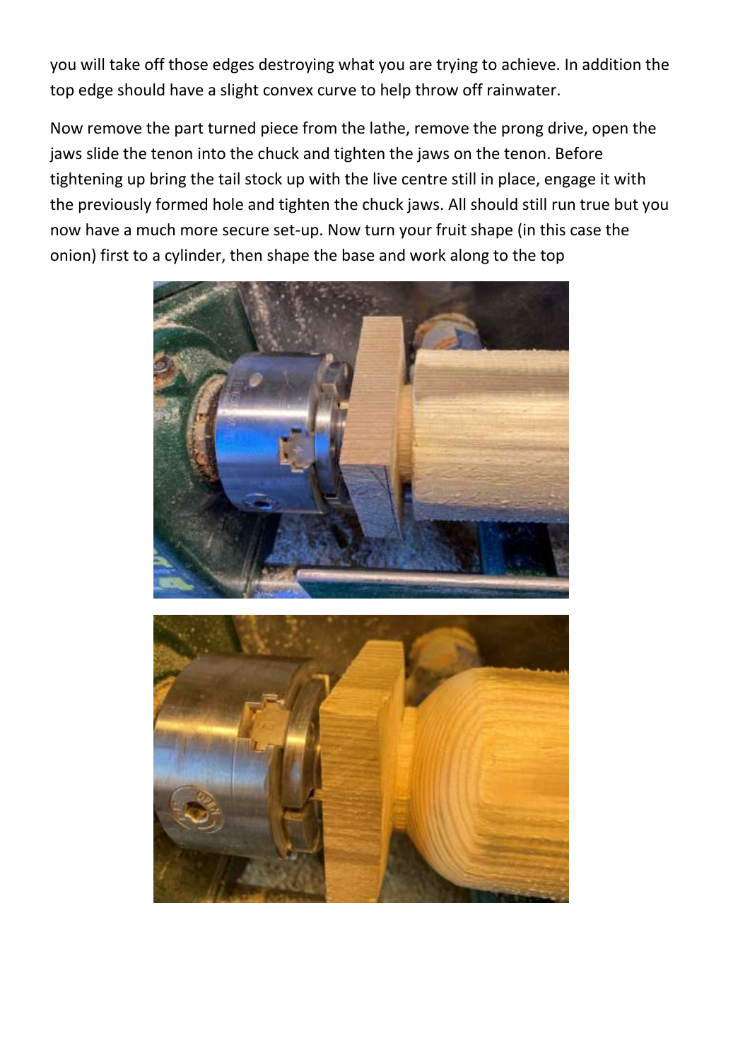you will take off those edges destroying what you are trying to achieve. In addition the top edge should have a slight convex curve to help throw off rainwater.

Now remove the part turned piece from the lathe, remove the prong drive, open the jaws slide the tenon into the chuck and tighten the jaws on the tenon. Before tightening up bring the tail stock up with the live centre still in place, engage it with the previously formed hole and tighten the chuck jaws. All should still run true but you now have a much more secure set-up. Now turn your fruit shape (in this case the onion) first to a cylinder, then shape the base and work along to the top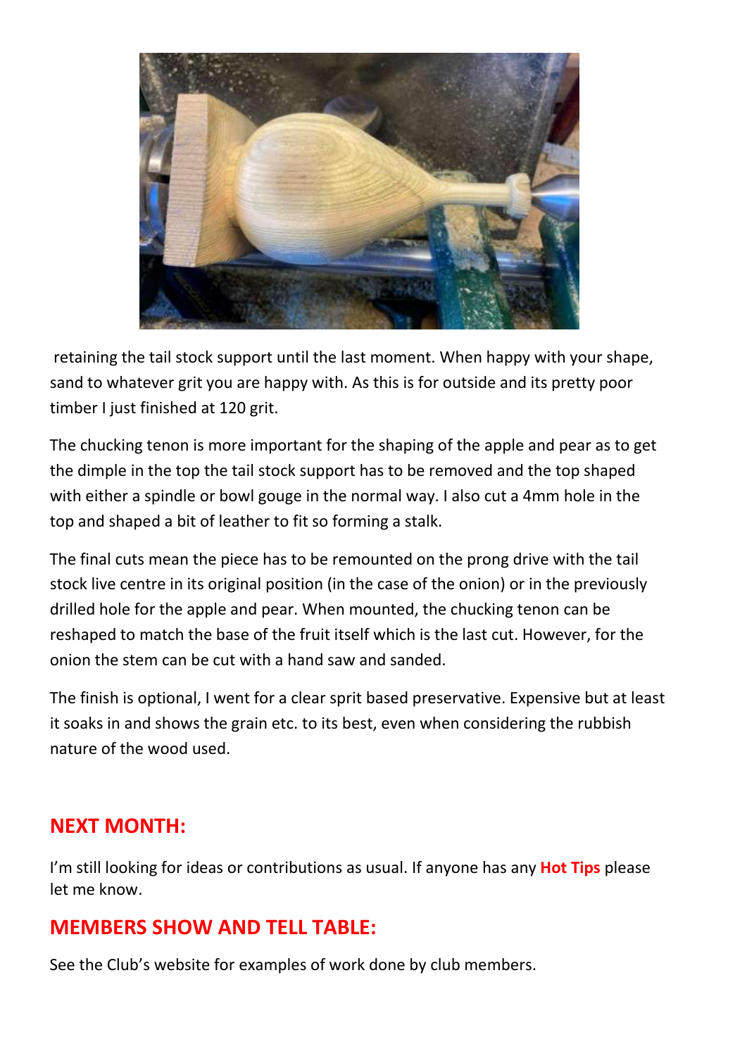retaining the tail stock support until the last moment. When happy with your shape, sand to whatever grit you are happy with. As this is for outside and its pretty poor timber I just finished at 120 grit.

The chucking tenon is more important for the shaping of the apple and pear as to get the dimple in the top the tail stock support has to be removed and the top shaped with either a spindle or bowl gouge in the normal way. I also cut a 4mm hole in the top and shaped a bit of leather to fit so forming a stalk.

The final cuts mean the piece has to be remounted on the prong drive with the tail stock live centre in its original position (in the case of the onion) or in the previously drilled hole for the apple and pear. When mounted, the chucking tenon can be reshaped to match the base of the fruit itself which is the last cut. However, for the onion the stem can be cut with a hand saw and sanded.

The finish is optional, I went for a clear sprit based preservative. Expensive but at least it soaks in and shows the grain etc. to its best, even when considering the rubbish nature of the wood used.

## NEXT MONTH:

I'm still looking for ideas or contributions as usual. If anyone has any **Hot Tips** please let me know.

## MEMBERS SHOW AND TELL TABLE:

See the Club's website for examples of work done by club members.